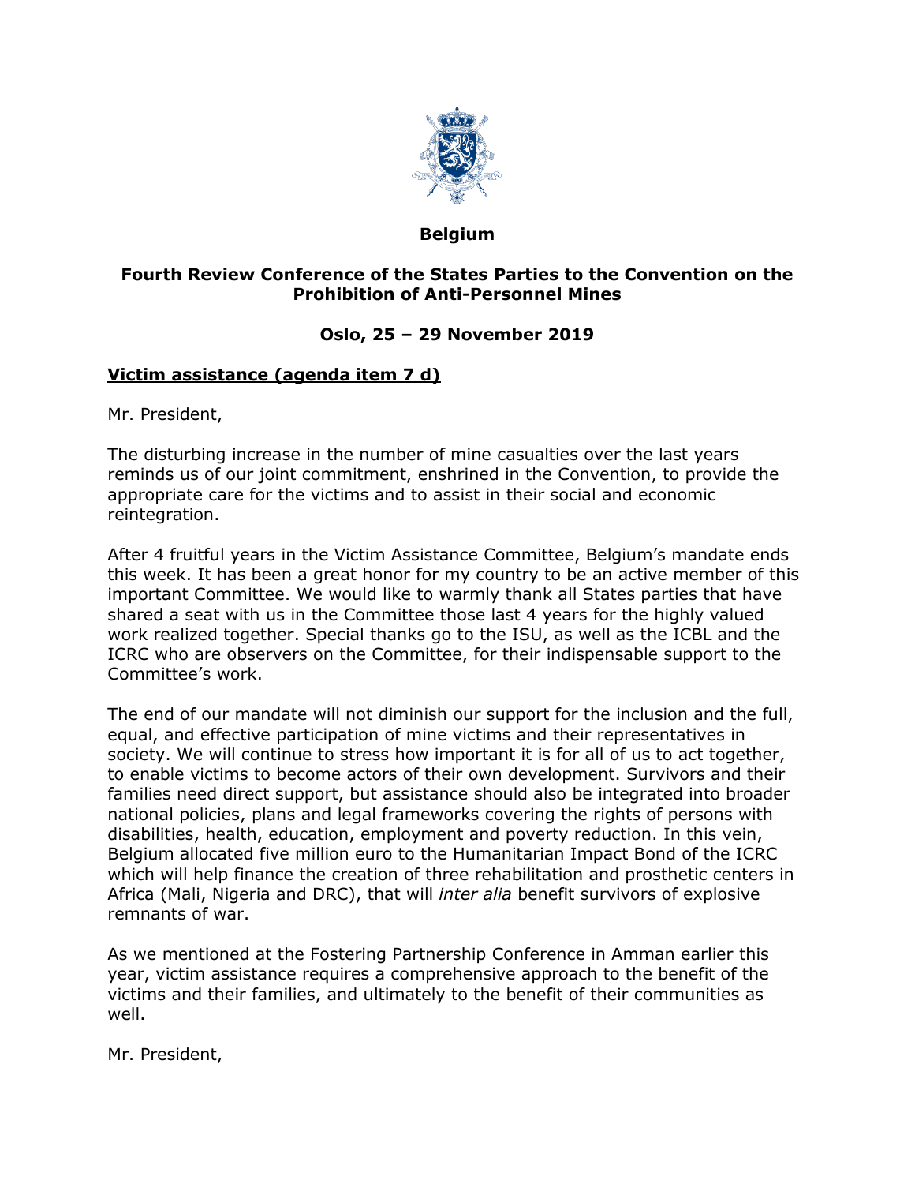**Belgium**

**Fourth Review Conference of the States Parties to the Convention on the Prohibition of Anti-Personnel Mines**

**Oslo, 25 – 29 November 2019**

**Victim assistance (agenda item 7 d)**

Mr. President,

The disturbing increase in the number of mine casualties over the last years reminds us of our joint commitment, enshrined in the Convention, to provide the appropriate care for the victims and to assist in their social and economic reintegration.

After 4 fruitful years in the Victim Assistance Committee, Belgium's mandate ends this week. It has been a great honor for my country to be an active member of this important Committee. We would like to warmly thank all States parties that have shared a seat with us in the Committee those last 4 years for the highly valued work realized together. Special thanks go to the ISU, as well as the ICBL and the ICRC who are observers on the Committee, for their indispensable support to the Committee's work.

The end of our mandate will not diminish our support for the inclusion and the full, equal, and effective participation of mine victims and their representatives in society. We will continue to stress how important it is for all of us to act together, to enable victims to become actors of their own development. Survivors and their families need direct support, but assistance should also be integrated into broader national policies, plans and legal frameworks covering the rights of persons with disabilities, health, education, employment and poverty reduction. In this vein, Belgium allocated five million euro to the Humanitarian Impact Bond of the ICRC which will help finance the creation of three rehabilitation and prosthetic centers in Africa (Mali, Nigeria and DRC), that will *inter alia* benefit survivors of explosive remnants of war.

As we mentioned at the Fostering Partnership Conference in Amman earlier this year, victim assistance requires a comprehensive approach to the benefit of the victims and their families, and ultimately to the benefit of their communities as well.

Mr. President,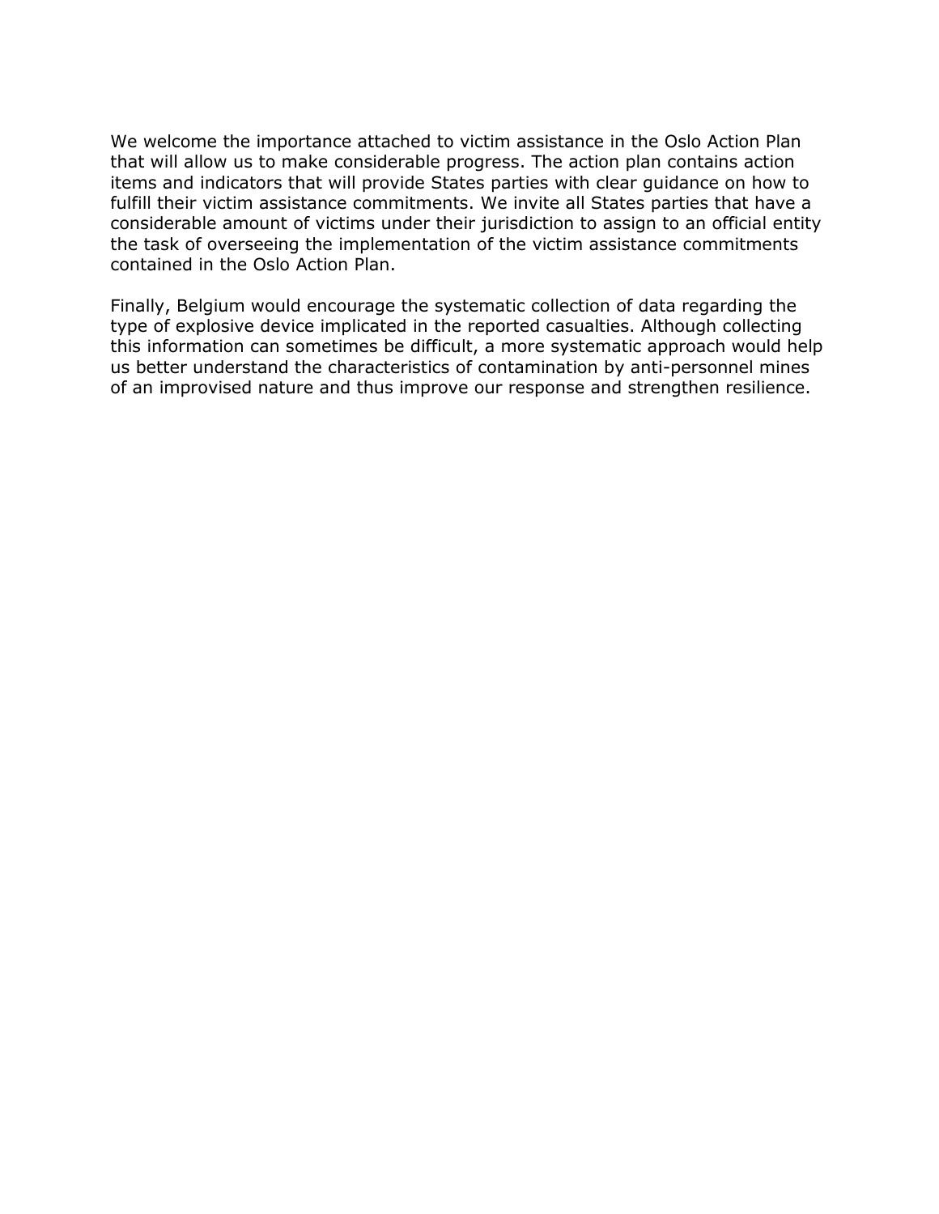We welcome the importance attached to victim assistance in the Oslo Action Plan that will allow us to make considerable progress. The action plan contains action items and indicators that will provide States parties with clear guidance on how to fulfill their victim assistance commitments. We invite all States parties that have a considerable amount of victims under their jurisdiction to assign to an official entity the task of overseeing the implementation of the victim assistance commitments contained in the Oslo Action Plan.

Finally, Belgium would encourage the systematic collection of data regarding the type of explosive device implicated in the reported casualties. Although collecting this information can sometimes be difficult, a more systematic approach would help us better understand the characteristics of contamination by anti-personnel mines of an improvised nature and thus improve our response and strengthen resilience.